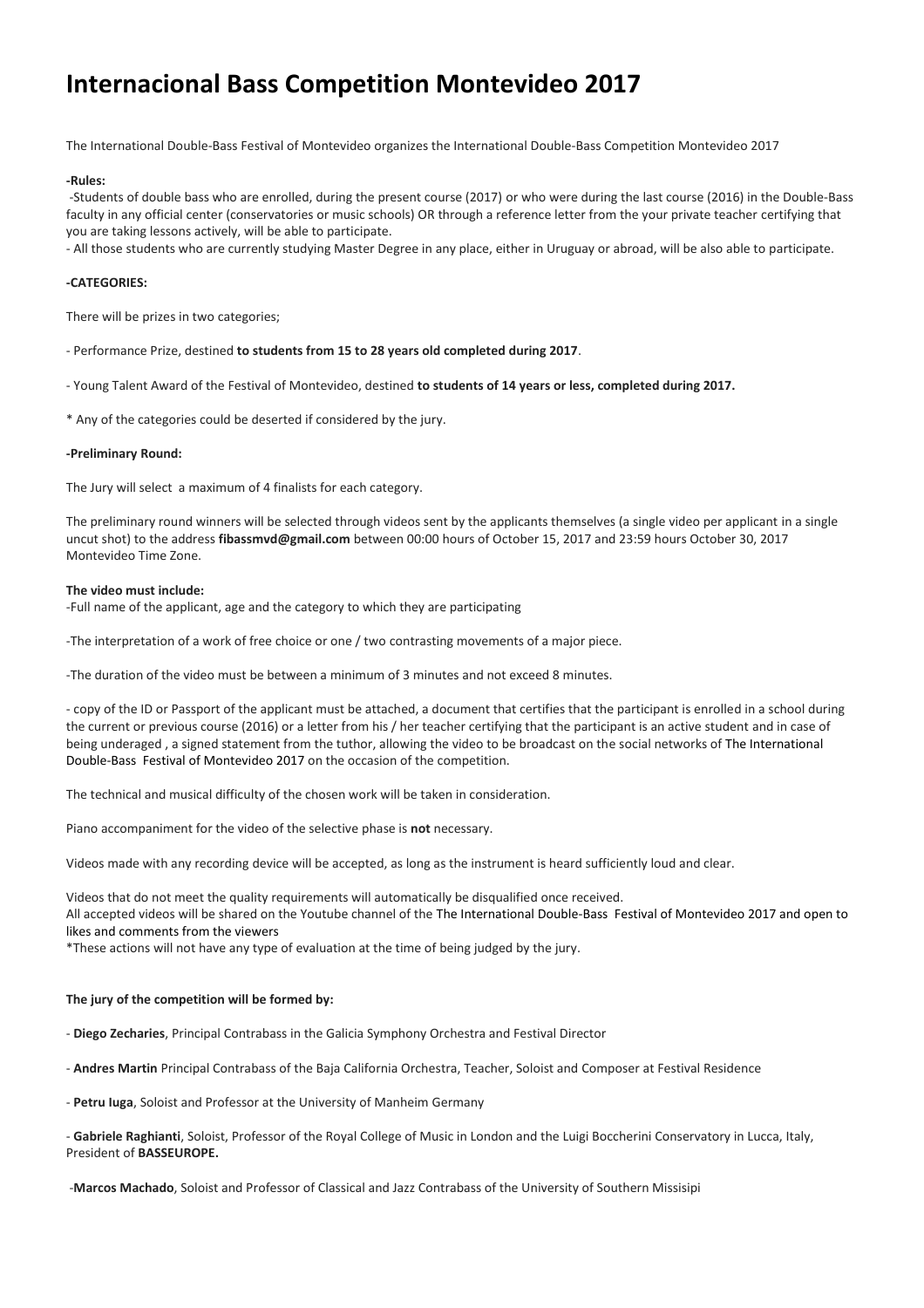# Internacional Bass Competition Montevideo 2017

The International Double-Bass Festival of Montevideo organizes the International Double-Bass Competition Montevideo 2017

**-Rules:**

-Students of double bass who are enrolled, during the present course (2017) or who were during the last course (2016) in the Double-Bass faculty in any official center (conservatories or music schools) OR through a reference letter from the your private teacher certifying that you are taking lessons actively, will be able to participate.

- All those students who are currently studying Master Degree in any place, either in Uruguay or abroad, will be also able to participate.

**-CATEGORIES:**

There will be prizes in two categories;

- Performance Prize, destined **to students from 15 to 28 years old completed during 2017**.

- Young Talent Award of the Festival of Montevideo, destined **to students of 14 years or less, completed during 2017.**

* Any of the categories could be deserted if considered by the jury.

**-Preliminary Round:**

The Jury will select a maximum of 4 finalists for each category.

The preliminary round winners will be selected through videos sent by the applicants themselves (a single video per applicant in a single uncut shot) to the address **fibassmvd@gmail.com** between 00:00 hours of October 15, 2017 and 23:59 hours October 30, 2017 Montevideo Time Zone.

**The video must include:**

-Full name of the applicant, age and the category to which they are participating

-The interpretation of a work of free choice or one / two contrasting movements of a major piece.

-The duration of the video must be between a minimum of 3 minutes and not exceed 8 minutes.

- copy of the ID or Passport of the applicant must be attached, a document that certifies that the participant is enrolled in a school during the current or previous course (2016) or a letter from his / her teacher certifying that the participant is an active student and in case of being underaged , a signed statement from the tuthor, allowing the video to be broadcast on the social networks of The International Double-Bass Festival of Montevideo 2017 on the occasion of the competition.

The technical and musical difficulty of the chosen work will be taken in consideration.

Piano accompaniment for the video of the selective phase is **not** necessary.

Videos made with any recording device will be accepted, as long as the instrument is heard sufficiently loud and clear.

Videos that do not meet the quality requirements will automatically be disqualified once received.
All accepted videos will be shared on the Youtube channel of the The International Double-Bass Festival of Montevideo 2017 and open to likes and comments from the viewers
*These actions will not have any type of evaluation at the time of being judged by the jury.

**The jury of the competition will be formed by:**

- **Diego Zecharies**, Principal Contrabass in the Galicia Symphony Orchestra and Festival Director

- **Andres Martin** Principal Contrabass of the Baja California Orchestra, Teacher, Soloist and Composer at Festival Residence

- **Petru Iuga**, Soloist and Professor at the University of Manheim Germany

- **Gabriele Raghianti**, Soloist, Professor of the Royal College of Music in London and the Luigi Boccherini Conservatory in Lucca, Italy, President of **BASSEUROPE.**

-**Marcos Machado**, Soloist and Professor of Classical and Jazz Contrabass of the University of Southern Missisipi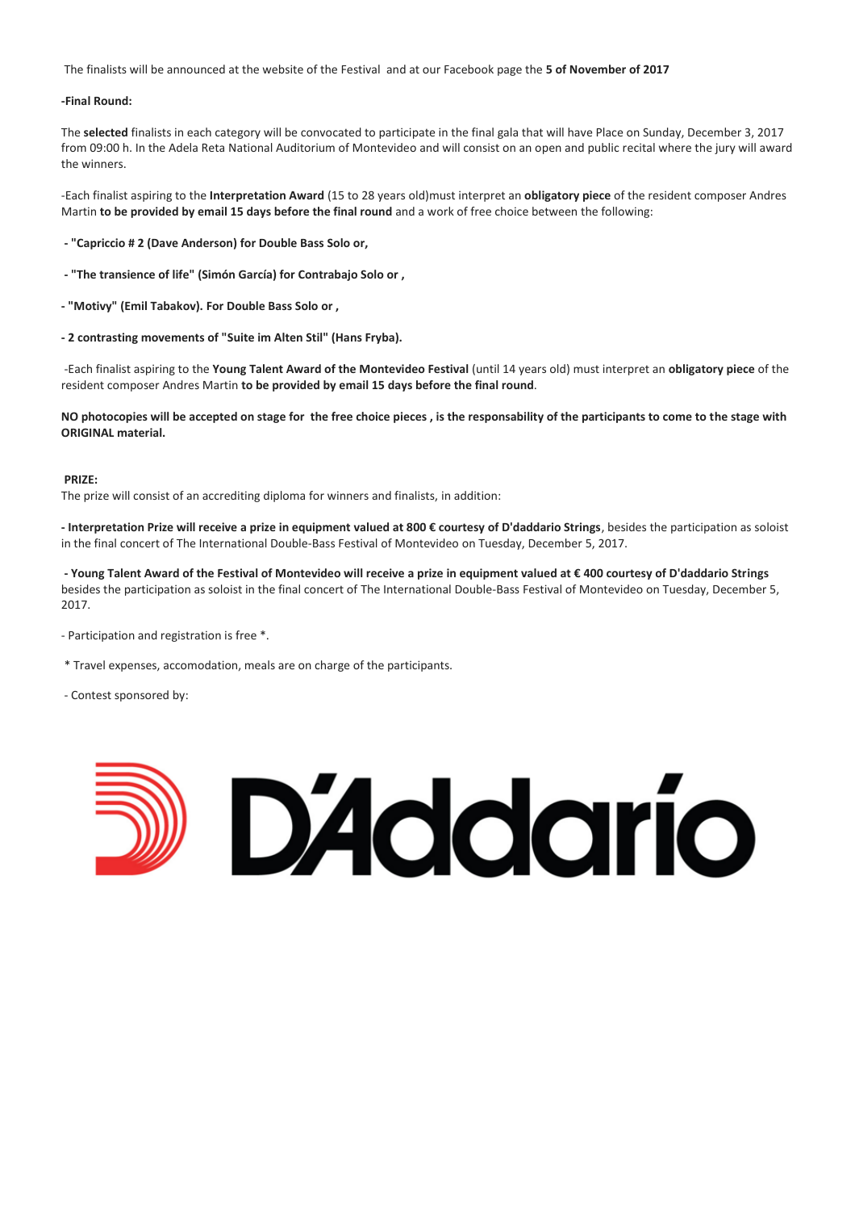The finalists will be announced at the website of the Festival and at our Facebook page the **5 of November of 2017**

**-Final Round:**

The **selected** finalists in each category will be convocated to participate in the final gala that will have Place on Sunday, December 3, 2017 from 09:00 h. In the Adela Reta National Auditorium of Montevideo and will consist on an open and public recital where the jury will award the winners.

-Each finalist aspiring to the **Interpretation Award** (15 to 28 years old)must interpret an **obligatory piece** of the resident composer Andres Martin **to be provided by email 15 days before the final round** and a work of free choice between the following:

**- "Capriccio # 2 (Dave Anderson) for Double Bass Solo or,**

**- "The transience of life" (Simón García) for Contrabajo Solo or ,**

**- "Motivy" (Emil Tabakov). For Double Bass Solo or ,**

**- 2 contrasting movements of "Suite im Alten Stil" (Hans Fryba).**

-Each finalist aspiring to the **Young Talent Award of the Montevideo Festival** (until 14 years old) must interpret an **obligatory piece** of the resident composer Andres Martin **to be provided by email 15 days before the final round**.

**NO photocopies will be accepted on stage for the free choice pieces , is the responsability of the participants to come to the stage with ORIGINAL material.**

**PRIZE:**

The prize will consist of an accrediting diploma for winners and finalists, in addition:

**- Interpretation Prize will receive a prize in equipment valued at 800 € courtesy of D'daddario Strings**, besides the participation as soloist in the final concert of The International Double-Bass Festival of Montevideo on Tuesday, December 5, 2017.

**- Young Talent Award of the Festival of Montevideo will receive a prize in equipment valued at € 400 courtesy of D'daddario Strings** besides the participation as soloist in the final concert of The International Double-Bass Festival of Montevideo on Tuesday, December 5, 2017.

- Participation and registration is free *.

* Travel expenses, accomodation, meals are on charge of the participants.

- Contest sponsored by:

D'Addario